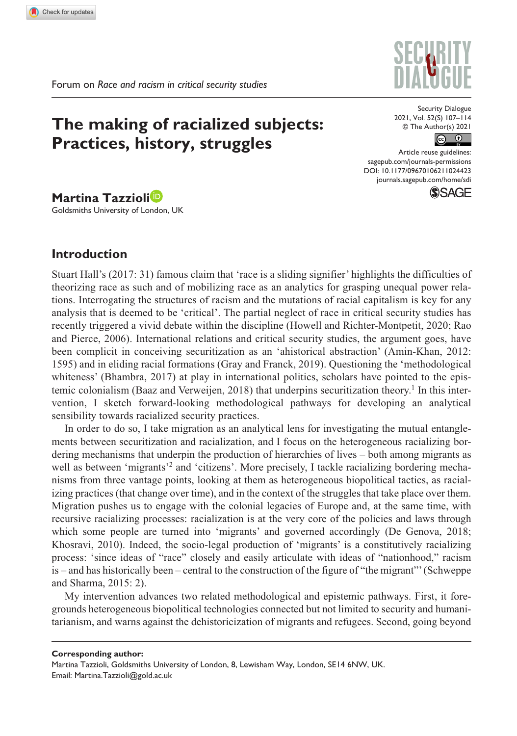Forum on *Race and racism in critical security studies*

# The making of racialized subjects: Practices, history, struggles

**Martina Tazzioli**
Goldsmiths University of London, UK

## Introduction

Stuart Hall's (2017: 31) famous claim that 'race is a sliding signifier' highlights the difficulties of theorizing race as such and of mobilizing race as an analytics for grasping unequal power relations. Interrogating the structures of racism and the mutations of racial capitalism is key for any analysis that is deemed to be 'critical'. The partial neglect of race in critical security studies has recently triggered a vivid debate within the discipline (Howell and Richter-Montpetit, 2020; Rao and Pierce, 2006). International relations and critical security studies, the argument goes, have been complicit in conceiving securitization as an 'ahistorical abstraction' (Amin-Khan, 2012: 1595) and in eliding racial formations (Gray and Franck, 2019). Questioning the 'methodological whiteness' (Bhambra, 2017) at play in international politics, scholars have pointed to the epistemic colonialism (Baaz and Verweijen, 2018) that underpins securitization theory.[1] In this intervention, I sketch forward-looking methodological pathways for developing an analytical sensibility towards racialized security practices.

In order to do so, I take migration as an analytical lens for investigating the mutual entanglements between securitization and racialization, and I focus on the heterogeneous racializing bordering mechanisms that underpin the production of hierarchies of lives – both among migrants as well as between 'migrants'[2] and 'citizens'. More precisely, I tackle racializing bordering mechanisms from three vantage points, looking at them as heterogeneous biopolitical tactics, as racializing practices (that change over time), and in the context of the struggles that take place over them. Migration pushes us to engage with the colonial legacies of Europe and, at the same time, with recursive racializing processes: racialization is at the very core of the policies and laws through which some people are turned into 'migrants' and governed accordingly (De Genova, 2018; Khosravi, 2010). Indeed, the socio-legal production of 'migrants' is a constitutively racializing process: 'since ideas of "race" closely and easily articulate with ideas of "nationhood," racism is – and has historically been – central to the construction of the figure of "the migrant"' (Schweppe and Sharma, 2015: 2).

My intervention advances two related methodological and epistemic pathways. First, it foregrounds heterogeneous biopolitical technologies connected but not limited to security and humanitarianism, and warns against the dehistoricization of migrants and refugees. Second, going beyond

**Corresponding author:**
Martina Tazzioli, Goldsmiths University of London, 8, Lewisham Way, London, SE14 6NW, UK.
Email: Martina.Tazzioli@gold.ac.uk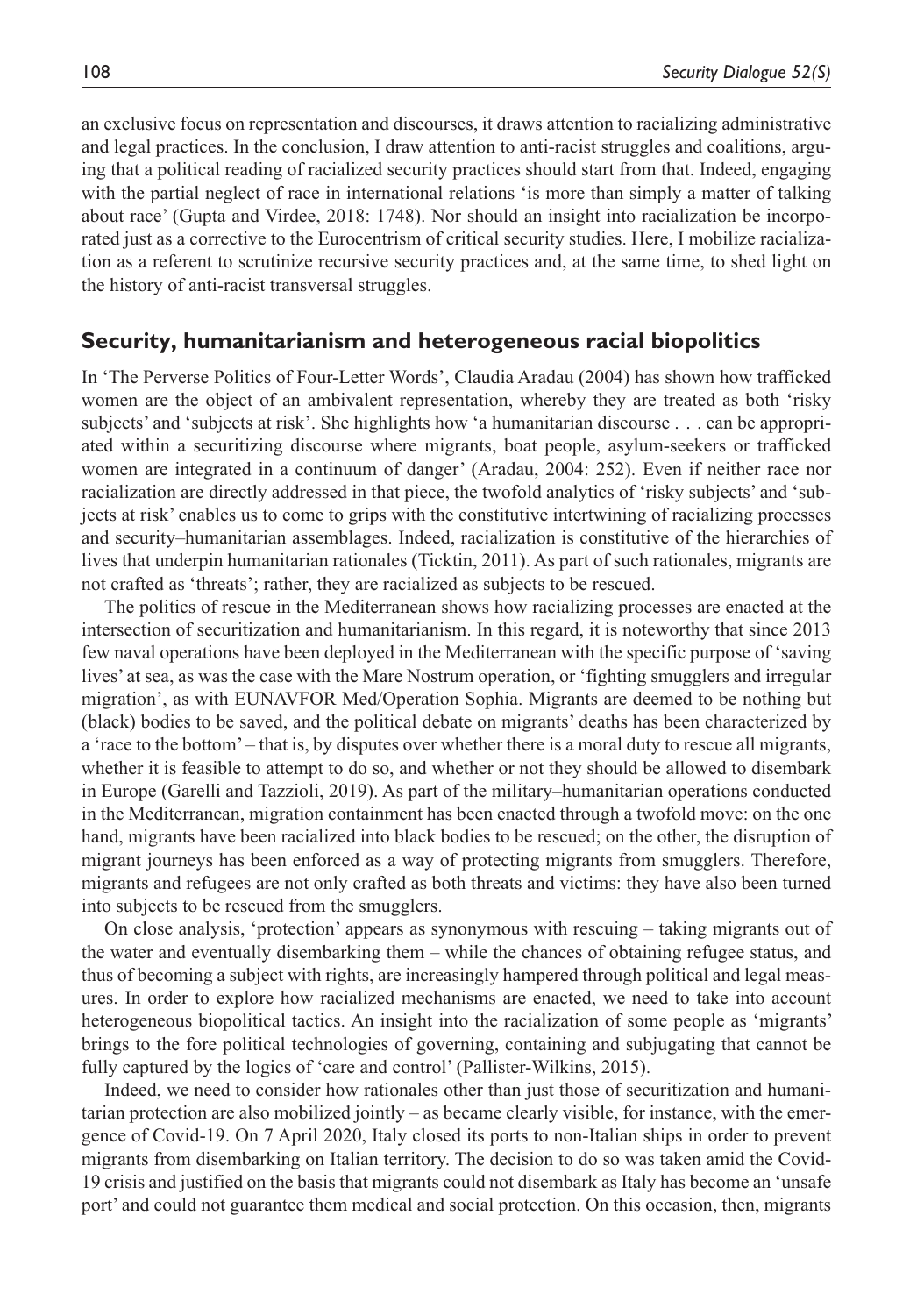an exclusive focus on representation and discourses, it draws attention to racializing administrative and legal practices. In the conclusion, I draw attention to anti-racist struggles and coalitions, arguing that a political reading of racialized security practices should start from that. Indeed, engaging with the partial neglect of race in international relations 'is more than simply a matter of talking about race' (Gupta and Virdee, 2018: 1748). Nor should an insight into racialization be incorporated just as a corrective to the Eurocentrism of critical security studies. Here, I mobilize racialization as a referent to scrutinize recursive security practices and, at the same time, to shed light on the history of anti-racist transversal struggles.

## Security, humanitarianism and heterogeneous racial biopolitics

In 'The Perverse Politics of Four-Letter Words', Claudia Aradau (2004) has shown how trafficked women are the object of an ambivalent representation, whereby they are treated as both 'risky subjects' and 'subjects at risk'. She highlights how 'a humanitarian discourse . . . can be appropriated within a securitizing discourse where migrants, boat people, asylum-seekers or trafficked women are integrated in a continuum of danger' (Aradau, 2004: 252). Even if neither race nor racialization are directly addressed in that piece, the twofold analytics of 'risky subjects' and 'subjects at risk' enables us to come to grips with the constitutive intertwining of racializing processes and security–humanitarian assemblages. Indeed, racialization is constitutive of the hierarchies of lives that underpin humanitarian rationales (Ticktin, 2011). As part of such rationales, migrants are not crafted as 'threats'; rather, they are racialized as subjects to be rescued.

The politics of rescue in the Mediterranean shows how racializing processes are enacted at the intersection of securitization and humanitarianism. In this regard, it is noteworthy that since 2013 few naval operations have been deployed in the Mediterranean with the specific purpose of 'saving lives' at sea, as was the case with the Mare Nostrum operation, or 'fighting smugglers and irregular migration', as with EUNAVFOR Med/Operation Sophia. Migrants are deemed to be nothing but (black) bodies to be saved, and the political debate on migrants' deaths has been characterized by a 'race to the bottom' – that is, by disputes over whether there is a moral duty to rescue all migrants, whether it is feasible to attempt to do so, and whether or not they should be allowed to disembark in Europe (Garelli and Tazzioli, 2019). As part of the military–humanitarian operations conducted in the Mediterranean, migration containment has been enacted through a twofold move: on the one hand, migrants have been racialized into black bodies to be rescued; on the other, the disruption of migrant journeys has been enforced as a way of protecting migrants from smugglers. Therefore, migrants and refugees are not only crafted as both threats and victims: they have also been turned into subjects to be rescued from the smugglers.

On close analysis, 'protection' appears as synonymous with rescuing – taking migrants out of the water and eventually disembarking them – while the chances of obtaining refugee status, and thus of becoming a subject with rights, are increasingly hampered through political and legal measures. In order to explore how racialized mechanisms are enacted, we need to take into account heterogeneous biopolitical tactics. An insight into the racialization of some people as 'migrants' brings to the fore political technologies of governing, containing and subjugating that cannot be fully captured by the logics of 'care and control' (Pallister-Wilkins, 2015).

Indeed, we need to consider how rationales other than just those of securitization and humanitarian protection are also mobilized jointly – as became clearly visible, for instance, with the emergence of Covid-19. On 7 April 2020, Italy closed its ports to non-Italian ships in order to prevent migrants from disembarking on Italian territory. The decision to do so was taken amid the Covid-19 crisis and justified on the basis that migrants could not disembark as Italy has become an 'unsafe port' and could not guarantee them medical and social protection. On this occasion, then, migrants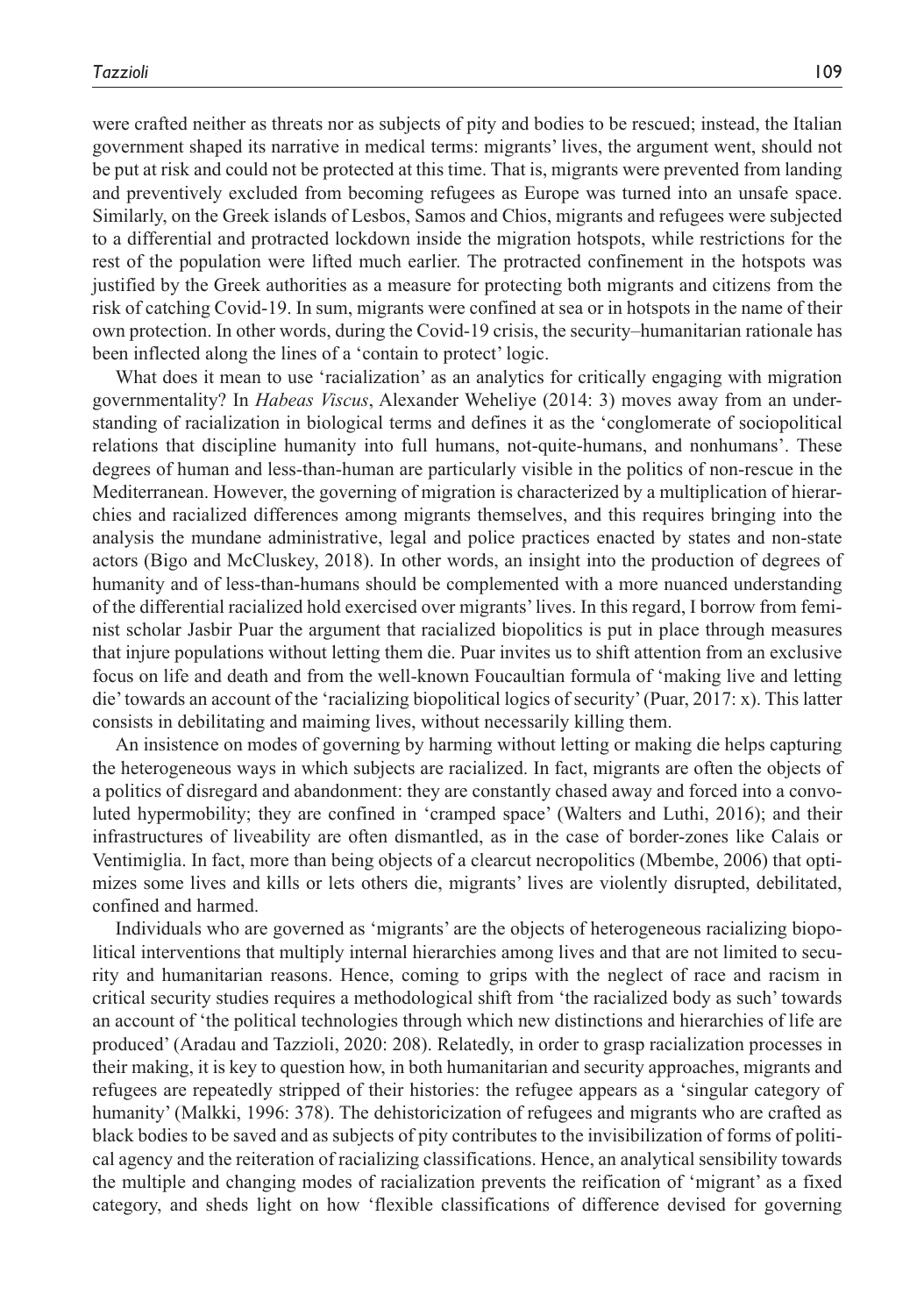were crafted neither as threats nor as subjects of pity and bodies to be rescued; instead, the Italian government shaped its narrative in medical terms: migrants' lives, the argument went, should not be put at risk and could not be protected at this time. That is, migrants were prevented from landing and preventively excluded from becoming refugees as Europe was turned into an unsafe space. Similarly, on the Greek islands of Lesbos, Samos and Chios, migrants and refugees were subjected to a differential and protracted lockdown inside the migration hotspots, while restrictions for the rest of the population were lifted much earlier. The protracted confinement in the hotspots was justified by the Greek authorities as a measure for protecting both migrants and citizens from the risk of catching Covid-19. In sum, migrants were confined at sea or in hotspots in the name of their own protection. In other words, during the Covid-19 crisis, the security–humanitarian rationale has been inflected along the lines of a 'contain to protect' logic.

What does it mean to use 'racialization' as an analytics for critically engaging with migration governmentality? In *Habeas Viscus*, Alexander Weheliye (2014: 3) moves away from an understanding of racialization in biological terms and defines it as the 'conglomerate of sociopolitical relations that discipline humanity into full humans, not-quite-humans, and nonhumans'. These degrees of human and less-than-human are particularly visible in the politics of non-rescue in the Mediterranean. However, the governing of migration is characterized by a multiplication of hierarchies and racialized differences among migrants themselves, and this requires bringing into the analysis the mundane administrative, legal and police practices enacted by states and non-state actors (Bigo and McCluskey, 2018). In other words, an insight into the production of degrees of humanity and of less-than-humans should be complemented with a more nuanced understanding of the differential racialized hold exercised over migrants' lives. In this regard, I borrow from feminist scholar Jasbir Puar the argument that racialized biopolitics is put in place through measures that injure populations without letting them die. Puar invites us to shift attention from an exclusive focus on life and death and from the well-known Foucaultian formula of 'making live and letting die' towards an account of the 'racializing biopolitical logics of security' (Puar, 2017: x). This latter consists in debilitating and maiming lives, without necessarily killing them.

An insistence on modes of governing by harming without letting or making die helps capturing the heterogeneous ways in which subjects are racialized. In fact, migrants are often the objects of a politics of disregard and abandonment: they are constantly chased away and forced into a convoluted hypermobility; they are confined in 'cramped space' (Walters and Luthi, 2016); and their infrastructures of liveability are often dismantled, as in the case of border-zones like Calais or Ventimiglia. In fact, more than being objects of a clearcut necropolitics (Mbembe, 2006) that optimizes some lives and kills or lets others die, migrants' lives are violently disrupted, debilitated, confined and harmed.

Individuals who are governed as 'migrants' are the objects of heterogeneous racializing biopolitical interventions that multiply internal hierarchies among lives and that are not limited to security and humanitarian reasons. Hence, coming to grips with the neglect of race and racism in critical security studies requires a methodological shift from 'the racialized body as such' towards an account of 'the political technologies through which new distinctions and hierarchies of life are produced' (Aradau and Tazzioli, 2020: 208). Relatedly, in order to grasp racialization processes in their making, it is key to question how, in both humanitarian and security approaches, migrants and refugees are repeatedly stripped of their histories: the refugee appears as a 'singular category of humanity' (Malkki, 1996: 378). The dehistoricization of refugees and migrants who are crafted as black bodies to be saved and as subjects of pity contributes to the invisibilization of forms of political agency and the reiteration of racializing classifications. Hence, an analytical sensibility towards the multiple and changing modes of racialization prevents the reification of 'migrant' as a fixed category, and sheds light on how 'flexible classifications of difference devised for governing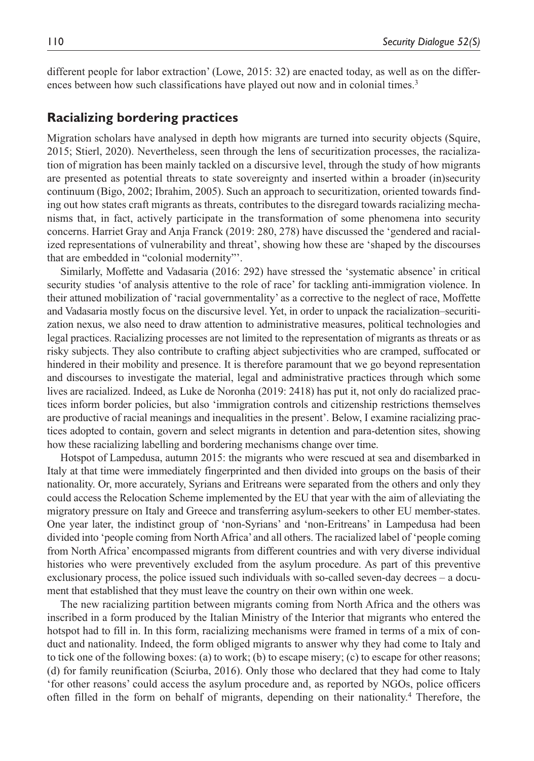different people for labor extraction' (Lowe, 2015: 32) are enacted today, as well as on the differences between how such classifications have played out now and in colonial times.[3]

## Racializing bordering practices

Migration scholars have analysed in depth how migrants are turned into security objects (Squire, 2015; Stierl, 2020). Nevertheless, seen through the lens of securitization processes, the racialization of migration has been mainly tackled on a discursive level, through the study of how migrants are presented as potential threats to state sovereignty and inserted within a broader (in)security continuum (Bigo, 2002; Ibrahim, 2005). Such an approach to securitization, oriented towards finding out how states craft migrants as threats, contributes to the disregard towards racializing mechanisms that, in fact, actively participate in the transformation of some phenomena into security concerns. Harriet Gray and Anja Franck (2019: 280, 278) have discussed the 'gendered and racialized representations of vulnerability and threat', showing how these are 'shaped by the discourses that are embedded in "colonial modernity"'.

Similarly, Moffette and Vadasaria (2016: 292) have stressed the 'systematic absence' in critical security studies 'of analysis attentive to the role of race' for tackling anti-immigration violence. In their attuned mobilization of 'racial governmentality' as a corrective to the neglect of race, Moffette and Vadasaria mostly focus on the discursive level. Yet, in order to unpack the racialization–securitization nexus, we also need to draw attention to administrative measures, political technologies and legal practices. Racializing processes are not limited to the representation of migrants as threats or as risky subjects. They also contribute to crafting abject subjectivities who are cramped, suffocated or hindered in their mobility and presence. It is therefore paramount that we go beyond representation and discourses to investigate the material, legal and administrative practices through which some lives are racialized. Indeed, as Luke de Noronha (2019: 2418) has put it, not only do racialized practices inform border policies, but also 'immigration controls and citizenship restrictions themselves are productive of racial meanings and inequalities in the present'. Below, I examine racializing practices adopted to contain, govern and select migrants in detention and para-detention sites, showing how these racializing labelling and bordering mechanisms change over time.

Hotspot of Lampedusa, autumn 2015: the migrants who were rescued at sea and disembarked in Italy at that time were immediately fingerprinted and then divided into groups on the basis of their nationality. Or, more accurately, Syrians and Eritreans were separated from the others and only they could access the Relocation Scheme implemented by the EU that year with the aim of alleviating the migratory pressure on Italy and Greece and transferring asylum-seekers to other EU member-states. One year later, the indistinct group of 'non-Syrians' and 'non-Eritreans' in Lampedusa had been divided into 'people coming from North Africa' and all others. The racialized label of 'people coming from North Africa' encompassed migrants from different countries and with very diverse individual histories who were preventively excluded from the asylum procedure. As part of this preventive exclusionary process, the police issued such individuals with so-called seven-day decrees – a document that established that they must leave the country on their own within one week.

The new racializing partition between migrants coming from North Africa and the others was inscribed in a form produced by the Italian Ministry of the Interior that migrants who entered the hotspot had to fill in. In this form, racializing mechanisms were framed in terms of a mix of conduct and nationality. Indeed, the form obliged migrants to answer why they had come to Italy and to tick one of the following boxes: (a) to work; (b) to escape misery; (c) to escape for other reasons; (d) for family reunification (Sciurba, 2016). Only those who declared that they had come to Italy 'for other reasons' could access the asylum procedure and, as reported by NGOs, police officers often filled in the form on behalf of migrants, depending on their nationality.[4] Therefore, the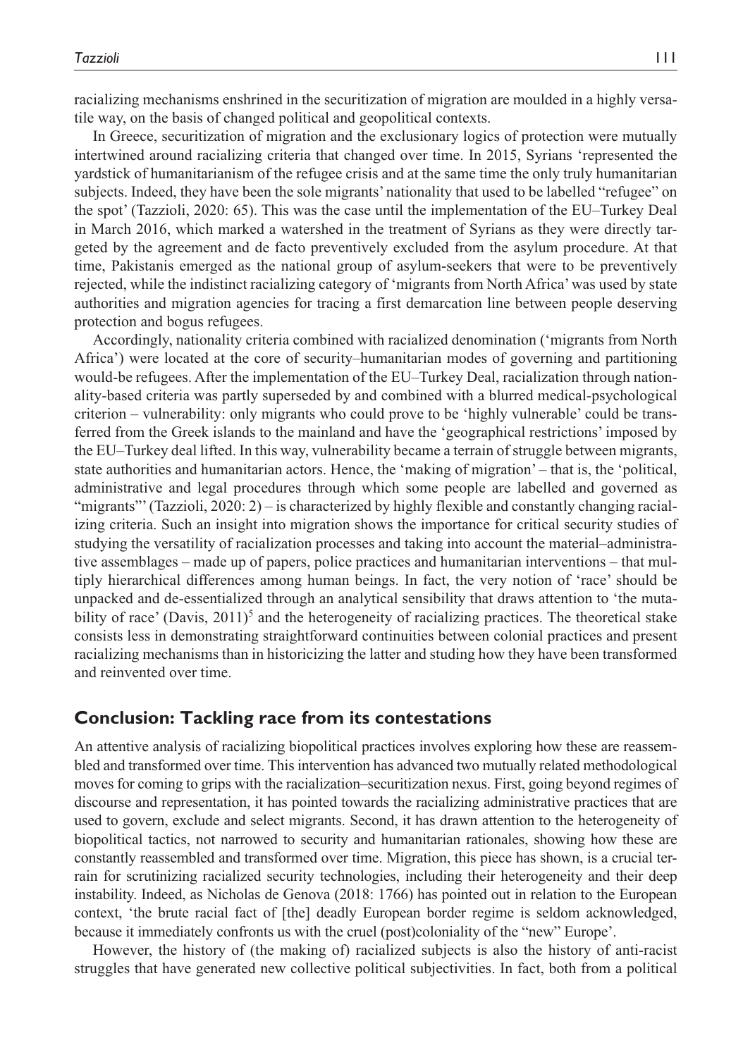racializing mechanisms enshrined in the securitization of migration are moulded in a highly versatile way, on the basis of changed political and geopolitical contexts.

In Greece, securitization of migration and the exclusionary logics of protection were mutually intertwined around racializing criteria that changed over time. In 2015, Syrians 'represented the yardstick of humanitarianism of the refugee crisis and at the same time the only truly humanitarian subjects. Indeed, they have been the sole migrants' nationality that used to be labelled "refugee" on the spot' (Tazzioli, 2020: 65). This was the case until the implementation of the EU–Turkey Deal in March 2016, which marked a watershed in the treatment of Syrians as they were directly targeted by the agreement and de facto preventively excluded from the asylum procedure. At that time, Pakistanis emerged as the national group of asylum-seekers that were to be preventively rejected, while the indistinct racializing category of 'migrants from North Africa' was used by state authorities and migration agencies for tracing a first demarcation line between people deserving protection and bogus refugees.

Accordingly, nationality criteria combined with racialized denomination ('migrants from North Africa') were located at the core of security–humanitarian modes of governing and partitioning would-be refugees. After the implementation of the EU–Turkey Deal, racialization through nationality-based criteria was partly superseded by and combined with a blurred medical-psychological criterion – vulnerability: only migrants who could prove to be 'highly vulnerable' could be transferred from the Greek islands to the mainland and have the 'geographical restrictions' imposed by the EU–Turkey deal lifted. In this way, vulnerability became a terrain of struggle between migrants, state authorities and humanitarian actors. Hence, the 'making of migration' – that is, the 'political, administrative and legal procedures through which some people are labelled and governed as "migrants"' (Tazzioli, 2020: 2) – is characterized by highly flexible and constantly changing racializing criteria. Such an insight into migration shows the importance for critical security studies of studying the versatility of racialization processes and taking into account the material–administrative assemblages – made up of papers, police practices and humanitarian interventions – that multiply hierarchical differences among human beings. In fact, the very notion of 'race' should be unpacked and de-essentialized through an analytical sensibility that draws attention to 'the mutability of race' (Davis, 2011)[5] and the heterogeneity of racializing practices. The theoretical stake consists less in demonstrating straightforward continuities between colonial practices and present racializing mechanisms than in historicizing the latter and studing how they have been transformed and reinvented over time.

## Conclusion: Tackling race from its contestations

An attentive analysis of racializing biopolitical practices involves exploring how these are reassembled and transformed over time. This intervention has advanced two mutually related methodological moves for coming to grips with the racialization–securitization nexus. First, going beyond regimes of discourse and representation, it has pointed towards the racializing administrative practices that are used to govern, exclude and select migrants. Second, it has drawn attention to the heterogeneity of biopolitical tactics, not narrowed to security and humanitarian rationales, showing how these are constantly reassembled and transformed over time. Migration, this piece has shown, is a crucial terrain for scrutinizing racialized security technologies, including their heterogeneity and their deep instability. Indeed, as Nicholas de Genova (2018: 1766) has pointed out in relation to the European context, 'the brute racial fact of [the] deadly European border regime is seldom acknowledged, because it immediately confronts us with the cruel (post)coloniality of the "new" Europe'.

However, the history of (the making of) racialized subjects is also the history of anti-racist struggles that have generated new collective political subjectivities. In fact, both from a political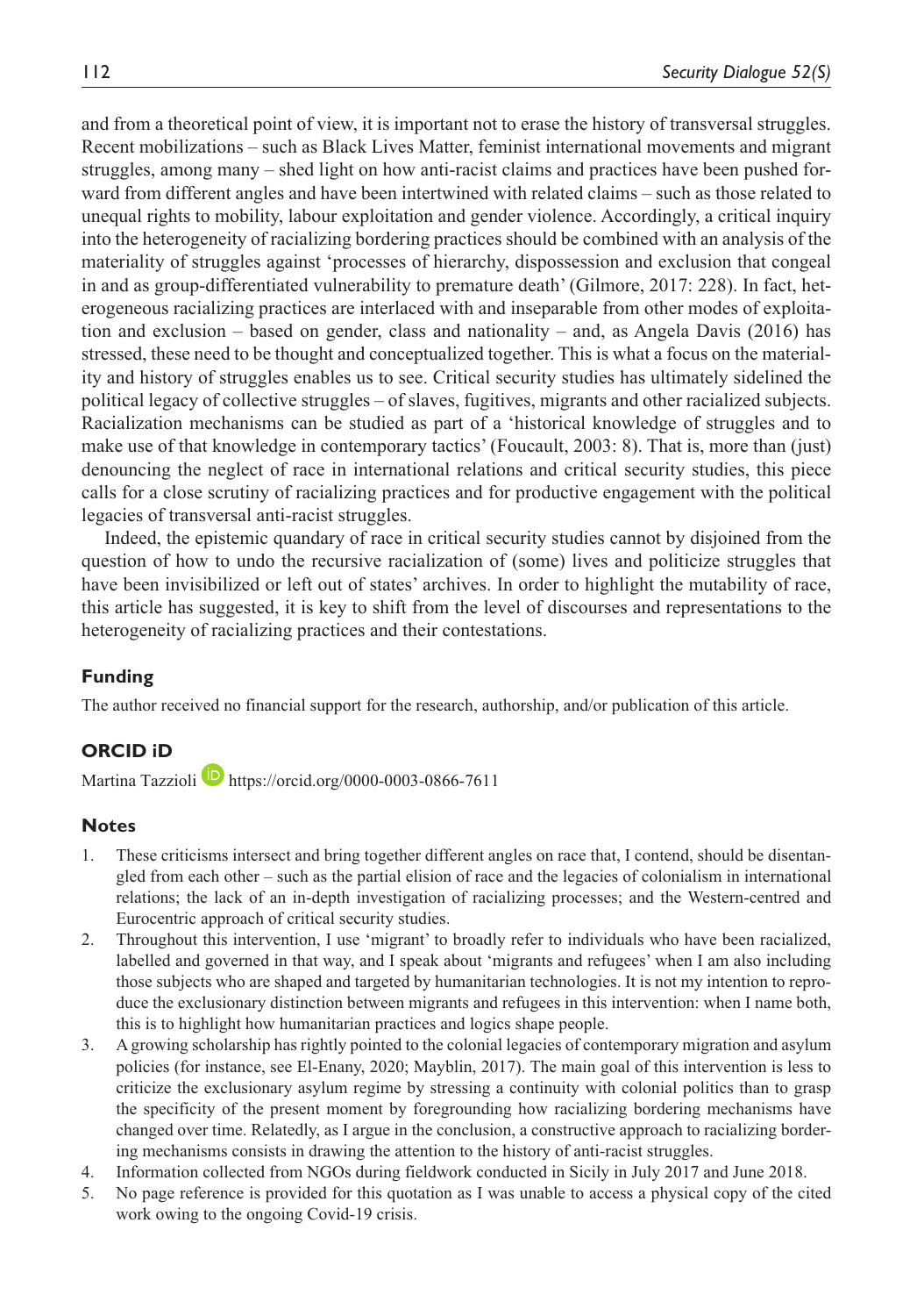and from a theoretical point of view, it is important not to erase the history of transversal struggles. Recent mobilizations – such as Black Lives Matter, feminist international movements and migrant struggles, among many – shed light on how anti-racist claims and practices have been pushed forward from different angles and have been intertwined with related claims – such as those related to unequal rights to mobility, labour exploitation and gender violence. Accordingly, a critical inquiry into the heterogeneity of racializing bordering practices should be combined with an analysis of the materiality of struggles against 'processes of hierarchy, dispossession and exclusion that congeal in and as group-differentiated vulnerability to premature death' (Gilmore, 2017: 228). In fact, heterogeneous racializing practices are interlaced with and inseparable from other modes of exploitation and exclusion – based on gender, class and nationality – and, as Angela Davis (2016) has stressed, these need to be thought and conceptualized together. This is what a focus on the materiality and history of struggles enables us to see. Critical security studies has ultimately sidelined the political legacy of collective struggles – of slaves, fugitives, migrants and other racialized subjects. Racialization mechanisms can be studied as part of a 'historical knowledge of struggles and to make use of that knowledge in contemporary tactics' (Foucault, 2003: 8). That is, more than (just) denouncing the neglect of race in international relations and critical security studies, this piece calls for a close scrutiny of racializing practices and for productive engagement with the political legacies of transversal anti-racist struggles.

Indeed, the epistemic quandary of race in critical security studies cannot by disjoined from the question of how to undo the recursive racialization of (some) lives and politicize struggles that have been invisibilized or left out of states' archives. In order to highlight the mutability of race, this article has suggested, it is key to shift from the level of discourses and representations to the heterogeneity of racializing practices and their contestations.

## Funding

The author received no financial support for the research, authorship, and/or publication of this article.

## ORCID iD

Martina Tazzioli https://orcid.org/0000-0003-0866-7611

## Notes

1. These criticisms intersect and bring together different angles on race that, I contend, should be disentangled from each other – such as the partial elision of race and the legacies of colonialism in international relations; the lack of an in-depth investigation of racializing processes; and the Western-centred and Eurocentric approach of critical security studies.
2. Throughout this intervention, I use 'migrant' to broadly refer to individuals who have been racialized, labelled and governed in that way, and I speak about 'migrants and refugees' when I am also including those subjects who are shaped and targeted by humanitarian technologies. It is not my intention to reproduce the exclusionary distinction between migrants and refugees in this intervention: when I name both, this is to highlight how humanitarian practices and logics shape people.
3. A growing scholarship has rightly pointed to the colonial legacies of contemporary migration and asylum policies (for instance, see El-Enany, 2020; Mayblin, 2017). The main goal of this intervention is less to criticize the exclusionary asylum regime by stressing a continuity with colonial politics than to grasp the specificity of the present moment by foregrounding how racializing bordering mechanisms have changed over time. Relatedly, as I argue in the conclusion, a constructive approach to racializing bordering mechanisms consists in drawing the attention to the history of anti-racist struggles.
4. Information collected from NGOs during fieldwork conducted in Sicily in July 2017 and June 2018.
5. No page reference is provided for this quotation as I was unable to access a physical copy of the cited work owing to the ongoing Covid-19 crisis.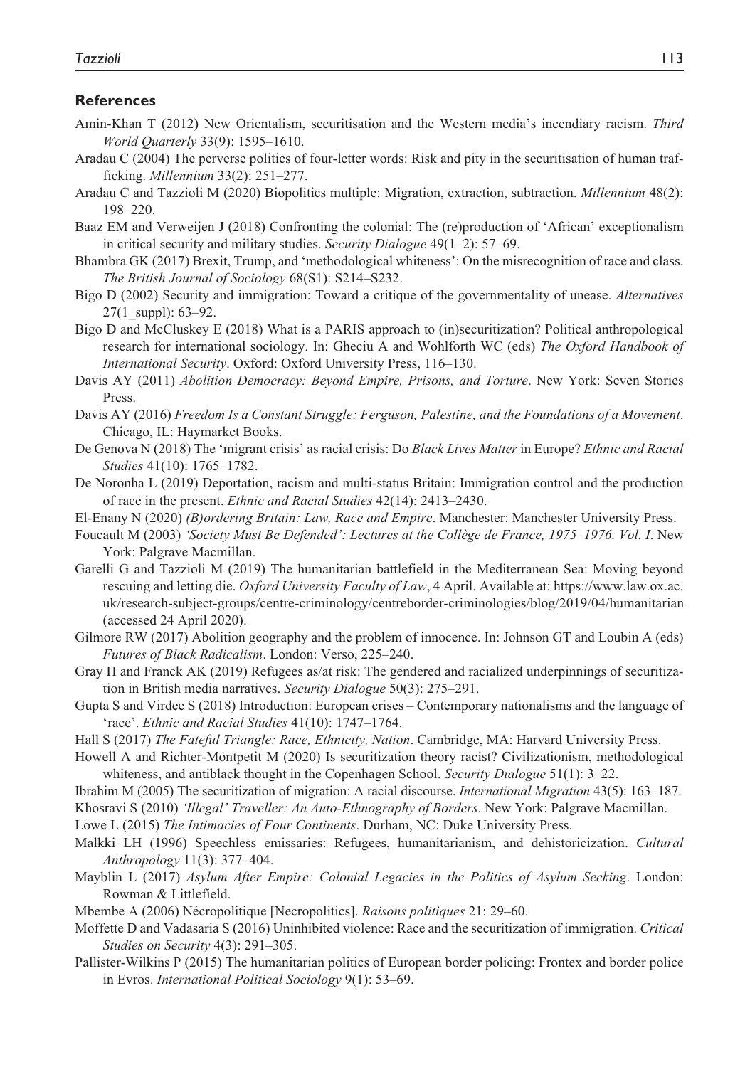## References

Amin-Khan T (2012) New Orientalism, securitisation and the Western media's incendiary racism. *Third World Quarterly* 33(9): 1595–1610.

Aradau C (2004) The perverse politics of four-letter words: Risk and pity in the securitisation of human trafficking. *Millennium* 33(2): 251–277.

Aradau C and Tazzioli M (2020) Biopolitics multiple: Migration, extraction, subtraction. *Millennium* 48(2): 198–220.

Baaz EM and Verweijen J (2018) Confronting the colonial: The (re)production of 'African' exceptionalism in critical security and military studies. *Security Dialogue* 49(1–2): 57–69.

Bhambra GK (2017) Brexit, Trump, and 'methodological whiteness': On the misrecognition of race and class. *The British Journal of Sociology* 68(S1): S214–S232.

Bigo D (2002) Security and immigration: Toward a critique of the governmentality of unease. *Alternatives* 27(1_suppl): 63–92.

Bigo D and McCluskey E (2018) What is a PARIS approach to (in)securitization? Political anthropological research for international sociology. In: Gheciu A and Wohlforth WC (eds) *The Oxford Handbook of International Security*. Oxford: Oxford University Press, 116–130.

Davis AY (2011) *Abolition Democracy: Beyond Empire, Prisons, and Torture*. New York: Seven Stories Press.

Davis AY (2016) *Freedom Is a Constant Struggle: Ferguson, Palestine, and the Foundations of a Movement*. Chicago, IL: Haymarket Books.

De Genova N (2018) The 'migrant crisis' as racial crisis: Do *Black Lives Matter* in Europe? *Ethnic and Racial Studies* 41(10): 1765–1782.

De Noronha L (2019) Deportation, racism and multi-status Britain: Immigration control and the production of race in the present. *Ethnic and Racial Studies* 42(14): 2413–2430.

El-Enany N (2020) *(B)ordering Britain: Law, Race and Empire*. Manchester: Manchester University Press.

Foucault M (2003) *'Society Must Be Defended': Lectures at the Collège de France, 1975–1976. Vol. I*. New York: Palgrave Macmillan.

Garelli G and Tazzioli M (2019) The humanitarian battlefield in the Mediterranean Sea: Moving beyond rescuing and letting die. *Oxford University Faculty of Law*, 4 April. Available at: https://www.law.ox.ac.uk/research-subject-groups/centre-criminology/centreborder-criminologies/blog/2019/04/humanitarian (accessed 24 April 2020).

Gilmore RW (2017) Abolition geography and the problem of innocence. In: Johnson GT and Loubin A (eds) *Futures of Black Radicalism*. London: Verso, 225–240.

Gray H and Franck AK (2019) Refugees as/at risk: The gendered and racialized underpinnings of securitization in British media narratives. *Security Dialogue* 50(3): 275–291.

Gupta S and Virdee S (2018) Introduction: European crises – Contemporary nationalisms and the language of 'race'. *Ethnic and Racial Studies* 41(10): 1747–1764.

Hall S (2017) *The Fateful Triangle: Race, Ethnicity, Nation*. Cambridge, MA: Harvard University Press.

Howell A and Richter-Montpetit M (2020) Is securitization theory racist? Civilizationism, methodological whiteness, and antiblack thought in the Copenhagen School. *Security Dialogue* 51(1): 3–22.

Ibrahim M (2005) The securitization of migration: A racial discourse. *International Migration* 43(5): 163–187.

Khosravi S (2010) *'Illegal' Traveller: An Auto-Ethnography of Borders*. New York: Palgrave Macmillan.

Lowe L (2015) *The Intimacies of Four Continents*. Durham, NC: Duke University Press.

Malkki LH (1996) Speechless emissaries: Refugees, humanitarianism, and dehistoricization. *Cultural Anthropology* 11(3): 377–404.

Mayblin L (2017) *Asylum After Empire: Colonial Legacies in the Politics of Asylum Seeking*. London: Rowman & Littlefield.

Mbembe A (2006) Nécropolitique [Necropolitics]. *Raisons politiques* 21: 29–60.

Moffette D and Vadasaria S (2016) Uninhibited violence: Race and the securitization of immigration. *Critical Studies on Security* 4(3): 291–305.

Pallister-Wilkins P (2015) The humanitarian politics of European border policing: Frontex and border police in Evros. *International Political Sociology* 9(1): 53–69.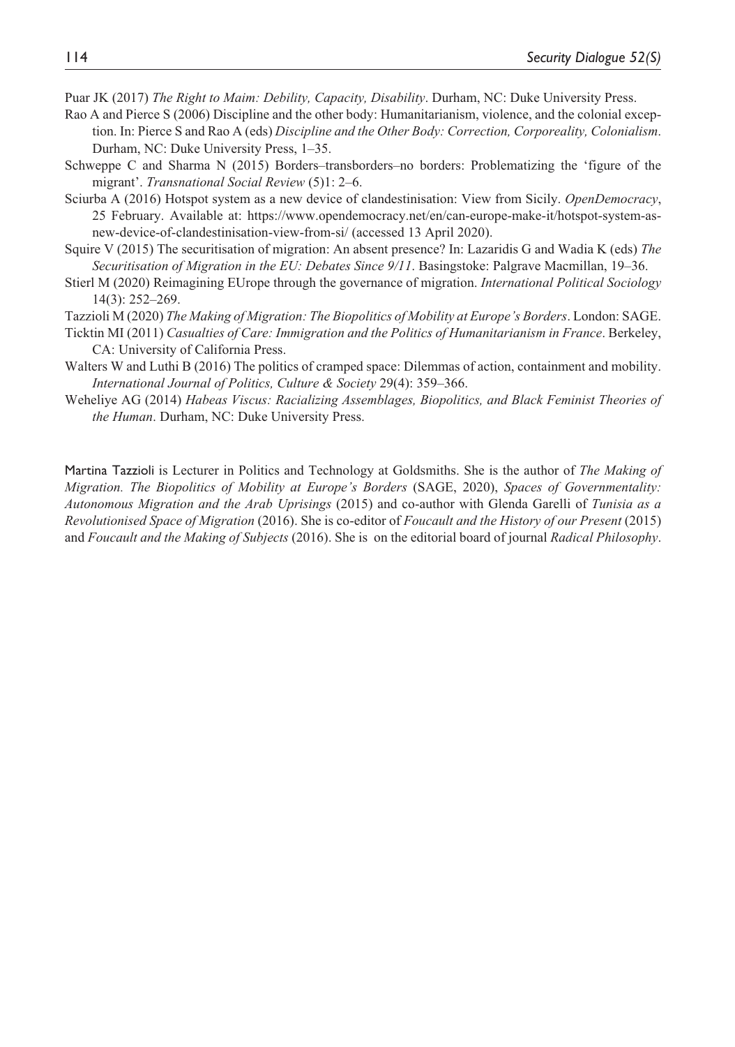Puar JK (2017) *The Right to Maim: Debility, Capacity, Disability*. Durham, NC: Duke University Press.

Rao A and Pierce S (2006) Discipline and the other body: Humanitarianism, violence, and the colonial exception. In: Pierce S and Rao A (eds) *Discipline and the Other Body: Correction, Corporeality, Colonialism*. Durham, NC: Duke University Press, 1–35.

Schweppe C and Sharma N (2015) Borders–transborders–no borders: Problematizing the 'figure of the migrant'. *Transnational Social Review* (5)1: 2–6.

Sciurba A (2016) Hotspot system as a new device of clandestinisation: View from Sicily. *OpenDemocracy*, 25 February. Available at: https://www.opendemocracy.net/en/can-europe-make-it/hotspot-system-as-new-device-of-clandestinisation-view-from-si/ (accessed 13 April 2020).

Squire V (2015) The securitisation of migration: An absent presence? In: Lazaridis G and Wadia K (eds) *The Securitisation of Migration in the EU: Debates Since 9/11*. Basingstoke: Palgrave Macmillan, 19–36.

Stierl M (2020) Reimagining EUrope through the governance of migration. *International Political Sociology* 14(3): 252–269.

Tazzioli M (2020) *The Making of Migration: The Biopolitics of Mobility at Europe's Borders*. London: SAGE.

Ticktin MI (2011) *Casualties of Care: Immigration and the Politics of Humanitarianism in France*. Berkeley, CA: University of California Press.

Walters W and Luthi B (2016) The politics of cramped space: Dilemmas of action, containment and mobility. *International Journal of Politics, Culture & Society* 29(4): 359–366.

Weheliye AG (2014) *Habeas Viscus: Racializing Assemblages, Biopolitics, and Black Feminist Theories of the Human*. Durham, NC: Duke University Press.

Martina Tazzioli is Lecturer in Politics and Technology at Goldsmiths. She is the author of *The Making of Migration. The Biopolitics of Mobility at Europe's Borders* (SAGE, 2020), *Spaces of Governmentality: Autonomous Migration and the Arab Uprisings* (2015) and co-author with Glenda Garelli of *Tunisia as a Revolutionised Space of Migration* (2016). She is co-editor of *Foucault and the History of our Present* (2015) and *Foucault and the Making of Subjects* (2016). She is on the editorial board of journal *Radical Philosophy*.